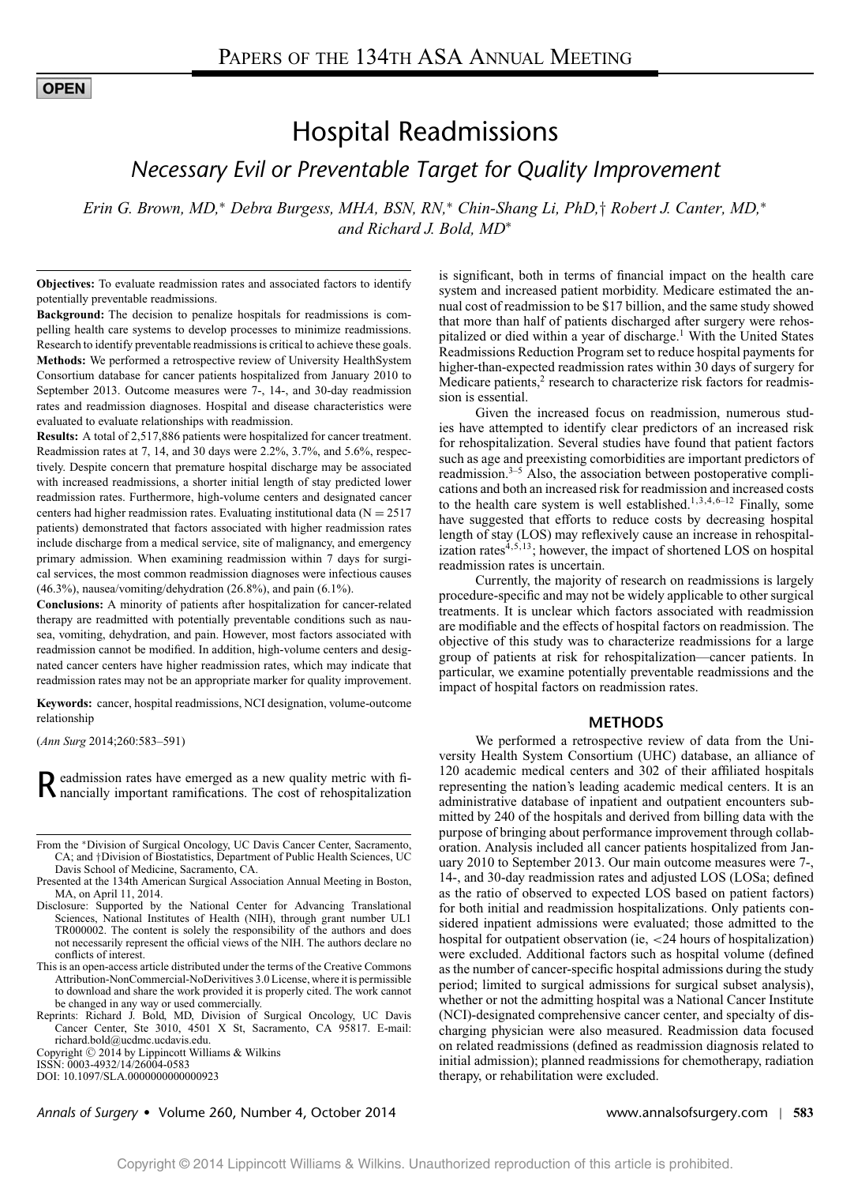OPEN

# Hospital Readmissions

## *Necessary Evil or Preventable Target for Quality Improvement*

*Erin G. Brown, MD,\* Debra Burgess, MHA, BSN, RN,\* Chin-Shang Li, PhD,† Robert J. Canter, MD,\* and Richard J. Bold, MD\**

**Objectives:** To evaluate readmission rates and associated factors to identify potentially preventable readmissions.

**Background:** The decision to penalize hospitals for readmissions is compelling health care systems to develop processes to minimize readmissions. Research to identify preventable readmissions is critical to achieve these goals.

**Methods:** We performed a retrospective review of University HealthSystem Consortium database for cancer patients hospitalized from January 2010 to September 2013. Outcome measures were 7-, 14-, and 30-day readmission rates and readmission diagnoses. Hospital and disease characteristics were evaluated to evaluate relationships with readmission.

**Results:** A total of 2,517,886 patients were hospitalized for cancer treatment. Readmission rates at 7, 14, and 30 days were 2.2%, 3.7%, and 5.6%, respectively. Despite concern that premature hospital discharge may be associated with increased readmissions, a shorter initial length of stay predicted lower readmission rates. Furthermore, high-volume centers and designated cancer centers had higher readmission rates. Evaluating institutional data ($N = 2517$ patients) demonstrated that factors associated with higher readmission rates include discharge from a medical service, site of malignancy, and emergency primary admission. When examining readmission within 7 days for surgical services, the most common readmission diagnoses were infectious causes (46.3%), nausea/vomiting/dehydration (26.8%), and pain (6.1%).

**Conclusions:** A minority of patients after hospitalization for cancer-related therapy are readmitted with potentially preventable conditions such as nausea, vomiting, dehydration, and pain. However, most factors associated with readmission cannot be modified. In addition, high-volume centers and designated cancer centers have higher readmission rates, which may indicate that readmission rates may not be an appropriate marker for quality improvement.

**Keywords:** cancer, hospital readmissions, NCI designation, volume-outcome relationship

(*Ann Surg* 2014;260:583–591)

Readmission rates have emerged as a new quality metric with financially important ramifications. The cost of rehospitalization is significant, both in terms of financial impact on the health care system and increased patient morbidity. Medicare estimated the annual cost of readmission to be $17 billion, and the same study showed that more than half of patients discharged after surgery were rehospitalized or died within a year of discharge.[1] With the United States Readmissions Reduction Program set to reduce hospital payments for higher-than-expected readmission rates within 30 days of surgery for Medicare patients,[2] research to characterize risk factors for readmission is essential.

Given the increased focus on readmission, numerous studies have attempted to identify clear predictors of an increased risk for rehospitalization. Several studies have found that patient factors such as age and preexisting comorbidities are important predictors of readmission.[3–5] Also, the association between postoperative complications and both an increased risk for readmission and increased costs to the health care system is well established.[1,3,4,6–12] Finally, some have suggested that efforts to reduce costs by decreasing hospital length of stay (LOS) may reflexively cause an increase in rehospitalization rates[4,5,13]; however, the impact of shortened LOS on hospital readmission rates is uncertain.

Currently, the majority of research on readmissions is largely procedure-specific and may not be widely applicable to other surgical treatments. It is unclear which factors associated with readmission are modifiable and the effects of hospital factors on readmission. The objective of this study was to characterize readmissions for a large group of patients at risk for rehospitalization—cancer patients. In particular, we examine potentially preventable readmissions and the impact of hospital factors on readmission rates.

## METHODS

We performed a retrospective review of data from the University Health System Consortium (UHC) database, an alliance of 120 academic medical centers and 302 of their affiliated hospitals representing the nation's leading academic medical centers. It is an administrative database of inpatient and outpatient encounters submitted by 240 of the hospitals and derived from billing data with the purpose of bringing about performance improvement through collaboration. Analysis included all cancer patients hospitalized from January 2010 to September 2013. Our main outcome measures were 7-, 14-, and 30-day readmission rates and adjusted LOS (LOSa; defined as the ratio of observed to expected LOS based on patient factors) for both initial and readmission hospitalizations. Only patients considered inpatient admissions were evaluated; those admitted to the hospital for outpatient observation (ie, <24 hours of hospitalization) were excluded. Additional factors such as hospital volume (defined as the number of cancer-specific hospital admissions during the study period; limited to surgical admissions for surgical subset analysis), whether or not the admitting hospital was a National Cancer Institute (NCI)-designated comprehensive cancer center, and specialty of discharging physician were also measured. Readmission data focused on related readmissions (defined as readmission diagnosis related to initial admission); planned readmissions for chemotherapy, radiation therapy, or rehabilitation were excluded.

From the \*Division of Surgical Oncology, UC Davis Cancer Center, Sacramento, CA; and †Division of Biostatistics, Department of Public Health Sciences, UC Davis School of Medicine, Sacramento, CA.

Presented at the 134th American Surgical Association Annual Meeting in Boston, MA, on April 11, 2014.

Disclosure: Supported by the National Center for Advancing Translational Sciences, National Institutes of Health (NIH), through grant number UL1 TR000002. The content is solely the responsibility of the authors and does not necessarily represent the official views of the NIH. The authors declare no conflicts of interest.

This is an open-access article distributed under the terms of the Creative Commons Attribution-NonCommercial-NoDerivitives 3.0 License, where it is permissible to download and share the work provided it is properly cited. The work cannot be changed in any way or used commercially.

Reprints: Richard J. Bold, MD, Division of Surgical Oncology, UC Davis Cancer Center, Ste 3010, 4501 X St, Sacramento, CA 95817. E-mail: richard.bold@ucdmc.ucdavis.edu.

Copyright © 2014 by Lippincott Williams & Wilkins

ISSN: 0003-4932/14/26004-0583

DOI: 10.1097/SLA.0000000000000923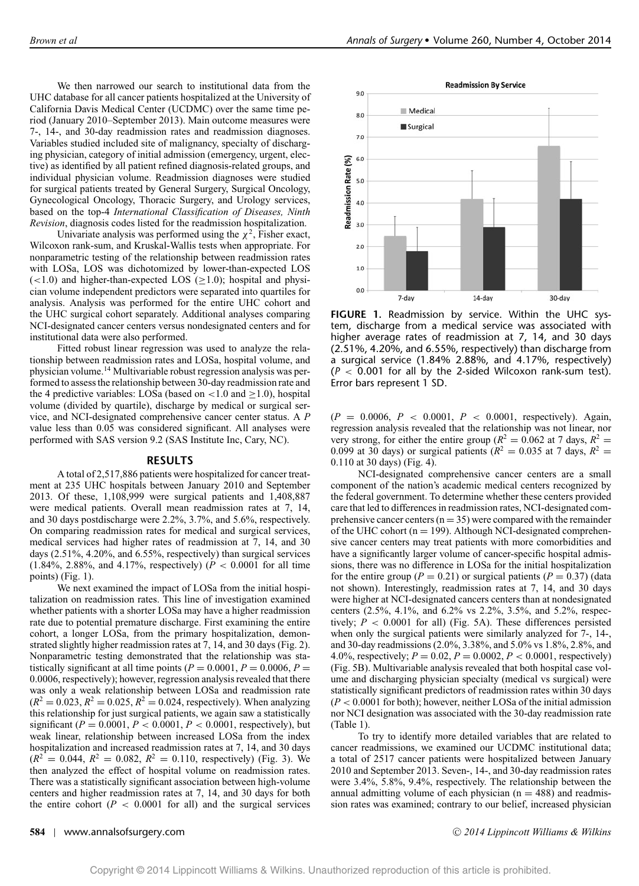We then narrowed our search to institutional data from the UHC database for all cancer patients hospitalized at the University of California Davis Medical Center (UCDMC) over the same time period (January 2010–September 2013). Main outcome measures were 7-, 14-, and 30-day readmission rates and readmission diagnoses. Variables studied included site of malignancy, specialty of discharging physician, category of initial admission (emergency, urgent, elective) as identified by all patient refined diagnosis-related groups, and individual physician volume. Readmission diagnoses were studied for surgical patients treated by General Surgery, Surgical Oncology, Gynecological Oncology, Thoracic Surgery, and Urology services, based on the top-4 *International Classification of Diseases, Ninth Revision*, diagnosis codes listed for the readmission hospitalization.

Univariate analysis was performed using the $\chi^2$, Fisher exact, Wilcoxon rank-sum, and Kruskal-Wallis tests when appropriate. For nonparametric testing of the relationship between readmission rates with LOSa, LOS was dichotomized by lower-than-expected LOS ($<1.0$) and higher-than-expected LOS ($\geq 1.0$); hospital and physician volume independent predictors were separated into quartiles for analysis. Analysis was performed for the entire UHC cohort and the UHC surgical cohort separately. Additional analyses comparing NCI-designated cancer centers versus nondesignated centers and for institutional data were also performed.

Fitted robust linear regression was used to analyze the relationship between readmission rates and LOSa, hospital volume, and physician volume.[14] Multivariable robust regression analysis was performed to assess the relationship between 30-day readmission rate and the 4 predictive variables: LOSa (based on $<1.0$ and $\geq 1.0$), hospital volume (divided by quartile), discharge by medical or surgical service, and NCI-designated comprehensive cancer center status. A $P$ value less than 0.05 was considered significant. All analyses were performed with SAS version 9.2 (SAS Institute Inc, Cary, NC).

## RESULTS

A total of 2,517,886 patients were hospitalized for cancer treatment at 235 UHC hospitals between January 2010 and September 2013. Of these, 1,108,999 were surgical patients and 1,408,887 were medical patients. Overall mean readmission rates at 7, 14, and 30 days postdischarge were 2.2%, 3.7%, and 5.6%, respectively. On comparing readmission rates for medical and surgical services, medical services had higher rates of readmission at 7, 14, and 30 days (2.51%, 4.20%, and 6.55%, respectively) than surgical services (1.84%, 2.88%, and 4.17%, respectively) ($P < 0.0001$ for all time points) (Fig. 1).

We next examined the impact of LOSa from the initial hospitalization on readmission rates. This line of investigation examined whether patients with a shorter LOSa may have a higher readmission rate due to potential premature discharge. First examining the entire cohort, a longer LOSa, from the primary hospitalization, demonstrated slightly higher readmission rates at 7, 14, and 30 days (Fig. 2). Nonparametric testing demonstrated that the relationship was statistically significant at all time points ($P = 0.0001$, $P = 0.0006$, $P = 0.0006$, respectively); however, regression analysis revealed that there was only a weak relationship between LOSa and readmission rate ($R^2 = 0.023$, $R^2 = 0.025$, $R^2 = 0.024$, respectively). When analyzing this relationship for just surgical patients, we again saw a statistically significant ($P = 0.0001$, $P < 0.0001$, $P < 0.0001$, respectively), but weak linear, relationship between increased LOSa from the index hospitalization and increased readmission rates at 7, 14, and 30 days ($R^2 = 0.044$, $R^2 = 0.082$, $R^2 = 0.110$, respectively) (Fig. 3). We then analyzed the effect of hospital volume on readmission rates. There was a statistically significant association between high-volume centers and higher readmission rates at 7, 14, and 30 days for both the entire cohort ($P < 0.0001$ for all) and the surgical services ($P = 0.0006$, $P < 0.0001$, $P < 0.0001$, respectively). Again, regression analysis revealed that the relationship was not linear, nor very strong, for either the entire group ($R^2 = 0.062$ at 7 days, $R^2 = 0.099$ at 30 days) or surgical patients ($R^2 = 0.035$ at 7 days, $R^2 = 0.110$ at 30 days) (Fig. 4).

**FIGURE 1.** Readmission by service. Within the UHC system, discharge from a medical service was associated with higher average rates of readmission at 7, 14, and 30 days (2.51%, 4.20%, and 6.55%, respectively) than discharge from a surgical service (1.84% 2.88%, and 4.17%, respectively) ($P < 0.001$ for all by the 2-sided Wilcoxon rank-sum test). Error bars represent 1 SD.

NCI-designated comprehensive cancer centers are a small component of the nation's academic medical centers recognized by the federal government. To determine whether these centers provided care that led to differences in readmission rates, NCI-designated comprehensive cancer centers (n = 35) were compared with the remainder of the UHC cohort (n = 199). Although NCI-designated comprehensive cancer centers may treat patients with more comorbidities and have a significantly larger volume of cancer-specific hospital admissions, there was no difference in LOSa for the initial hospitalization for the entire group ($P = 0.21$) or surgical patients ($P = 0.37$) (data not shown). Interestingly, readmission rates at 7, 14, and 30 days were higher at NCI-designated cancers centers than at nondesignated centers (2.5%, 4.1%, and 6.2% vs 2.2%, 3.5%, and 5.2%, respectively; $P < 0.0001$ for all) (Fig. 5A). These differences persisted when only the surgical patients were similarly analyzed for 7-, 14-, and 30-day readmissions (2.0%, 3.38%, and 5.0% vs 1.8%, 2.8%, and 4.0%, respectively; $P = 0.02$, $P = 0.0002$, $P < 0.0001$, respectively) (Fig. 5B). Multivariable analysis revealed that both hospital case volume and discharging physician specialty (medical vs surgical) were statistically significant predictors of readmission rates within 30 days ($P < 0.0001$ for both); however, neither LOSa of the initial admission nor NCI designation was associated with the 30-day readmission rate (Table 1).

To try to identify more detailed variables that are related to cancer readmissions, we examined our UCDMC institutional data; a total of 2517 cancer patients were hospitalized between January 2010 and September 2013. Seven-, 14-, and 30-day readmission rates were 3.4%, 5.8%, 9.4%, respectively. The relationship between the annual admitting volume of each physician (n = 488) and readmission rates was examined; contrary to our belief, increased physician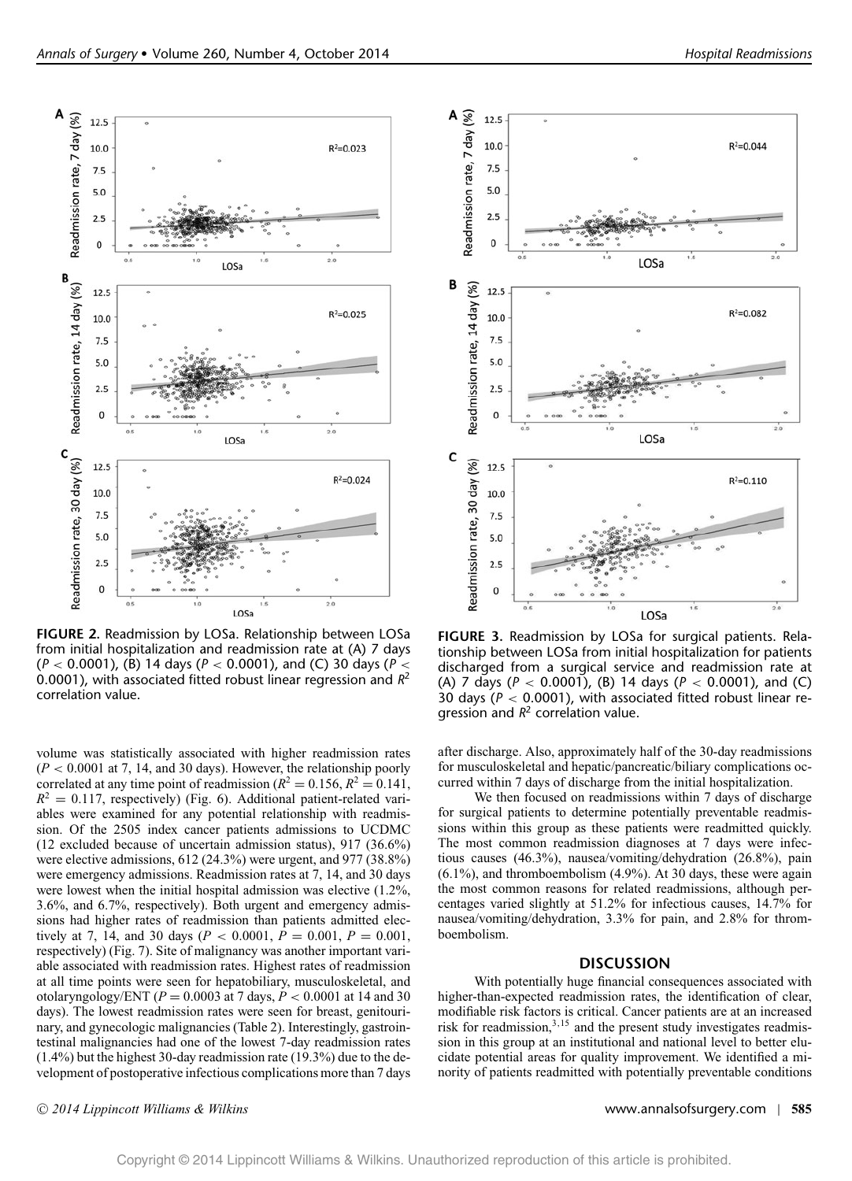**FIGURE 2.** Readmission by LOSa. Relationship between LOSa from initial hospitalization and readmission rate at (A) 7 days ($P < 0.0001$), (B) 14 days ($P < 0.0001$), and (C) 30 days ($P < 0.0001$), with associated fitted robust linear regression and $R^2$ correlation value.

**FIGURE 3.** Readmission by LOSa for surgical patients. Relationship between LOSa from initial hospitalization for patients discharged from a surgical service and readmission rate at (A) 7 days ($P < 0.0001$), (B) 14 days ($P < 0.0001$), and (C) 30 days ($P < 0.0001$), with associated fitted robust linear regression and $R^2$ correlation value.

volume was statistically associated with higher readmission rates ($P < 0.0001$ at 7, 14, and 30 days). However, the relationship poorly correlated at any time point of readmission ($R^2 = 0.156$, $R^2 = 0.141$, $R^2 = 0.117$, respectively) (Fig. 6). Additional patient-related variables were examined for any potential relationship with readmission. Of the 2505 index cancer patients admissions to UCDMC (12 excluded because of uncertain admission status), 917 (36.6%) were elective admissions, 612 (24.3%) were urgent, and 977 (38.8%) were emergency admissions. Readmission rates at 7, 14, and 30 days were lowest when the initial hospital admission was elective (1.2%, 3.6%, and 6.7%, respectively). Both urgent and emergency admissions had higher rates of readmission than patients admitted electively at 7, 14, and 30 days ($P < 0.0001$, $P = 0.001$, $P = 0.001$, respectively) (Fig. 7). Site of malignancy was another important variable associated with readmission rates. Highest rates of readmission at all time points were seen for hepatobiliary, musculoskeletal, and otolaryngology/ENT ($P = 0.0003$ at 7 days, $P < 0.0001$ at 14 and 30 days). The lowest readmission rates were seen for breast, genitourinary, and gynecologic malignancies (Table 2). Interestingly, gastrointestinal malignancies had one of the lowest 7-day readmission rates (1.4%) but the highest 30-day readmission rate (19.3%) due to the development of postoperative infectious complications more than 7 days after discharge. Also, approximately half of the 30-day readmissions for musculoskeletal and hepatic/pancreatic/biliary complications occurred within 7 days of discharge from the initial hospitalization.

We then focused on readmissions within 7 days of discharge for surgical patients to determine potentially preventable readmissions within this group as these patients were readmitted quickly. The most common readmission diagnoses at 7 days were infectious causes (46.3%), nausea/vomiting/dehydration (26.8%), pain (6.1%), and thromboembolism (4.9%). At 30 days, these were again the most common reasons for related readmissions, although percentages varied slightly at 51.2% for infectious causes, 14.7% for nausea/vomiting/dehydration, 3.3% for pain, and 2.8% for thromboembolism.

## DISCUSSION

With potentially huge financial consequences associated with higher-than-expected readmission rates, the identification of clear, modifiable risk factors is critical. Cancer patients are at an increased risk for readmission,[3,15] and the present study investigates readmission in this group at an institutional and national level to better elucidate potential areas for quality improvement. We identified a minority of patients readmitted with potentially preventable conditions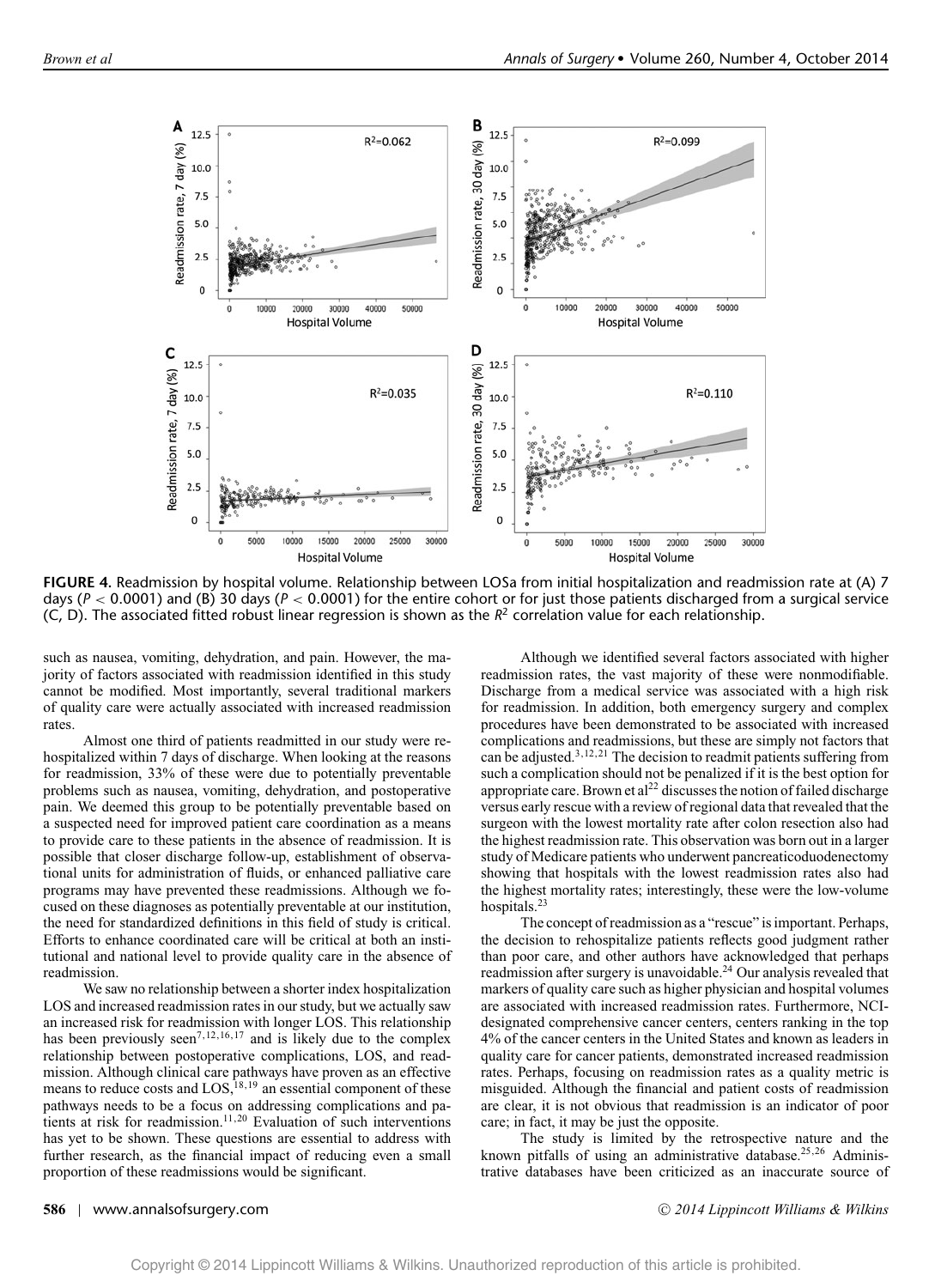**FIGURE 4.** Readmission by hospital volume. Relationship between LOSa from initial hospitalization and readmission rate at (A) 7 days ($P < 0.0001$) and (B) 30 days ($P < 0.0001$) for the entire cohort or for just those patients discharged from a surgical service (C, D). The associated fitted robust linear regression is shown as the $R^2$ correlation value for each relationship.

such as nausea, vomiting, dehydration, and pain. However, the majority of factors associated with readmission identified in this study cannot be modified. Most importantly, several traditional markers of quality care were actually associated with increased readmission rates.

Almost one third of patients readmitted in our study were rehospitalized within 7 days of discharge. When looking at the reasons for readmission, 33% of these were due to potentially preventable problems such as nausea, vomiting, dehydration, and postoperative pain. We deemed this group to be potentially preventable based on a suspected need for improved patient care coordination as a means to provide care to these patients in the absence of readmission. It is possible that closer discharge follow-up, establishment of observational units for administration of fluids, or enhanced palliative care programs may have prevented these readmissions. Although we focused on these diagnoses as potentially preventable at our institution, the need for standardized definitions in this field of study is critical. Efforts to enhance coordinated care will be critical at both an institutional and national level to provide quality care in the absence of readmission.

We saw no relationship between a shorter index hospitalization LOS and increased readmission rates in our study, but we actually saw an increased risk for readmission with longer LOS. This relationship has been previously seen[7,12,16,17] and is likely due to the complex relationship between postoperative complications, LOS, and readmission. Although clinical care pathways have proven as an effective means to reduce costs and LOS,[18,19] an essential component of these pathways needs to be a focus on addressing complications and patients at risk for readmission.[11,20] Evaluation of such interventions has yet to be shown. These questions are essential to address with further research, as the financial impact of reducing even a small proportion of these readmissions would be significant.

Although we identified several factors associated with higher readmission rates, the vast majority of these were nonmodifiable. Discharge from a medical service was associated with a high risk for readmission. In addition, both emergency surgery and complex procedures have been demonstrated to be associated with increased complications and readmissions, but these are simply not factors that can be adjusted.[3,12,21] The decision to readmit patients suffering from such a complication should not be penalized if it is the best option for appropriate care. Brown et al[22] discusses the notion of failed discharge versus early rescue with a review of regional data that revealed that the surgeon with the lowest mortality rate after colon resection also had the highest readmission rate. This observation was born out in a larger study of Medicare patients who underwent pancreaticoduodenectomy showing that hospitals with the lowest readmission rates also had the highest mortality rates; interestingly, these were the low-volume hospitals.[23]

The concept of readmission as a "rescue" is important. Perhaps, the decision to rehospitalize patients reflects good judgment rather than poor care, and other authors have acknowledged that perhaps readmission after surgery is unavoidable.[24] Our analysis revealed that markers of quality care such as higher physician and hospital volumes are associated with increased readmission rates. Furthermore, NCI-designated comprehensive cancer centers, centers ranking in the top 4% of the cancer centers in the United States and known as leaders in quality care for cancer patients, demonstrated increased readmission rates. Perhaps, focusing on readmission rates as a quality metric is misguided. Although the financial and patient costs of readmission are clear, it is not obvious that readmission is an indicator of poor care; in fact, it may be just the opposite.

The study is limited by the retrospective nature and the known pitfalls of using an administrative database.[25,26] Administrative databases have been criticized as an inaccurate source of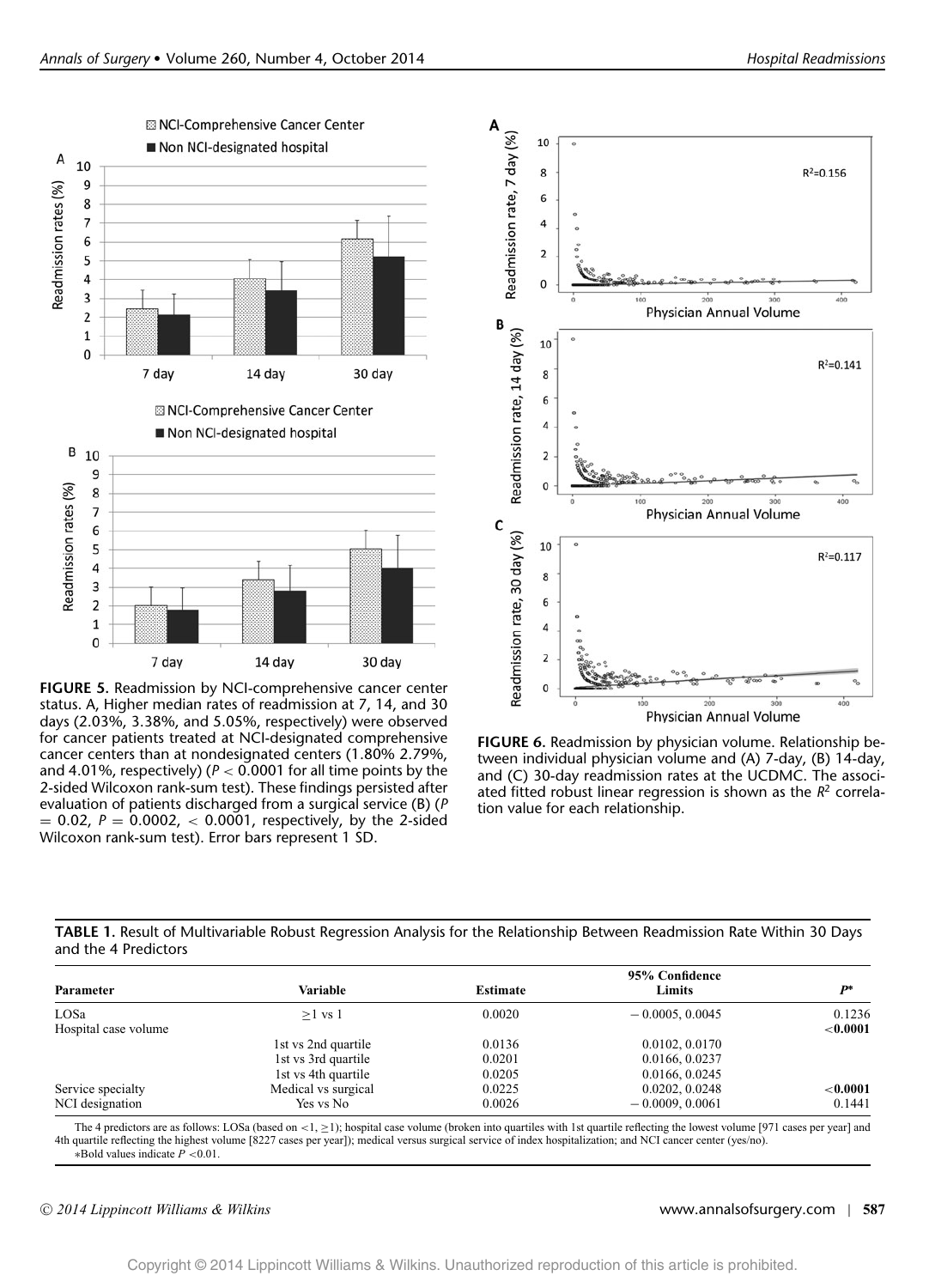**FIGURE 5.** Readmission by NCI-comprehensive cancer center status. A, Higher median rates of readmission at 7, 14, and 30 days (2.03%, 3.38%, and 5.05%, respectively) were observed for cancer patients treated at NCI-designated comprehensive cancer centers than at nondesignated centers (1.80% 2.79%, and 4.01%, respectively) ($P < 0.0001$ for all time points by the 2-sided Wilcoxon rank-sum test). These findings persisted after evaluation of patients discharged from a surgical service (B) ($P = 0.02$, $P = 0.0002$, $< 0.0001$, respectively, by the 2-sided Wilcoxon rank-sum test). Error bars represent 1 SD.

**FIGURE 6.** Readmission by physician volume. Relationship between individual physician volume and (A) 7-day, (B) 14-day, and (C) 30-day readmission rates at the UCDMC. The associated fitted robust linear regression is shown as the $R^2$ correlation value for each relationship.

**TABLE 1.** Result of Multivariable Robust Regression Analysis for the Relationship Between Readmission Rate Within 30 Days and the 4 Predictors

| Parameter | Variable | Estimate | 95% Confidence Limits | P* |
|---|---|---|---|---|
| LOSa | ≥1 vs 1 | 0.0020 | −0.0005, 0.0045 | 0.1236 |
| Hospital case volume | | | | **<0.0001** |
| | 1st vs 2nd quartile | 0.0136 | 0.0102, 0.0170 | |
| | 1st vs 3rd quartile | 0.0201 | 0.0166, 0.0237 | |
| | 1st vs 4th quartile | 0.0205 | 0.0166, 0.0245 | |
| Service specialty | Medical vs surgical | 0.0225 | 0.0202, 0.0248 | **<0.0001** |
| NCI designation | Yes vs No | 0.0026 | −0.0009, 0.0061 | 0.1441 |

The 4 predictors are as follows: LOSa (based on <1, ≥1); hospital case volume (broken into quartiles with 1st quartile reflecting the lowest volume [971 cases per year] and 4th quartile reflecting the highest volume [8227 cases per year]); medical versus surgical service of index hospitalization; and NCI cancer center (yes/no).
*Bold values indicate $P < 0.01$.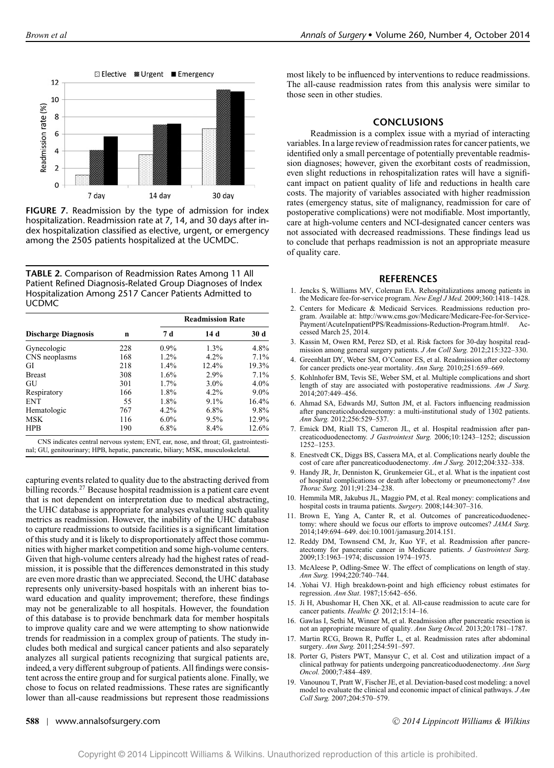**FIGURE 7.** Readmission by the type of admission for index hospitalization. Readmission rate at 7, 14, and 30 days after index hospitalization classified as elective, urgent, or emergency among the 2505 patients hospitalized at the UCMDC.

**TABLE 2.** Comparison of Readmission Rates Among 11 All Patient Refined Diagnosis-Related Group Diagnoses of Index Hospitalization Among 2517 Cancer Patients Admitted to UCDMC

| | | Readmission Rate | | |
|---|---|---|---|---|
| **Discharge Diagnosis** | **n** | **7 d** | **14 d** | **30 d** |
| Gynecologic | 228 | 0.9% | 1.3% | 4.8% |
| CNS neoplasms | 168 | 1.2% | 4.2% | 7.1% |
| GI | 218 | 1.4% | 12.4% | 19.3% |
| Breast | 308 | 1.6% | 2.9% | 7.1% |
| GU | 301 | 1.7% | 3.0% | 4.0% |
| Respiratory | 166 | 1.8% | 4.2% | 9.0% |
| ENT | 55 | 1.8% | 9.1% | 16.4% |
| Hematologic | 767 | 4.2% | 6.8% | 9.8% |
| MSK | 116 | 6.0% | 9.5% | 12.9% |
| HPB | 190 | 6.8% | 8.4% | 12.6% |

CNS indicates central nervous system; ENT, ear, nose, and throat; GI, gastrointestinal; GU, genitourinary; HPB, hepatic, pancreatic, biliary; MSK, musculoskeletal.

capturing events related to quality due to the abstracting derived from billing records.[27] Because hospital readmission is a patient care event that is not dependent on interpretation due to medical abstracting, the UHC database is appropriate for analyses evaluating such quality metrics as readmission. However, the inability of the UHC database to capture readmissions to outside facilities is a significant limitation of this study and it is likely to disproportionately affect those communities with higher market competition and some high-volume centers. Given that high-volume centers already had the highest rates of readmission, it is possible that the differences demonstrated in this study are even more drastic than we appreciated. Second, the UHC database represents only university-based hospitals with an inherent bias toward education and quality improvement; therefore, these findings may not be generalizable to all hospitals. However, the foundation of this database is to provide benchmark data for member hospitals to improve quality care and we were attempting to show nationwide trends for readmission in a complex group of patients. The study includes both medical and surgical cancer patients and also separately analyzes all surgical patients recognizing that surgical patients are, indeed, a very different subgroup of patients. All findings were consistent across the entire group and for surgical patients alone. Finally, we chose to focus on related readmissions. These rates are significantly lower than all-cause readmissions but represent those readmissions most likely to be influenced by interventions to reduce readmissions. The all-cause readmission rates from this analysis were similar to those seen in other studies.

## CONCLUSIONS

Readmission is a complex issue with a myriad of interacting variables. In a large review of readmission rates for cancer patients, we identified only a small percentage of potentially preventable readmission diagnoses; however, given the exorbitant costs of readmission, even slight reductions in rehospitalization rates will have a significant impact on patient quality of life and reductions in health care costs. The majority of variables associated with higher readmission rates (emergency status, site of malignancy, readmission for care of postoperative complications) were not modifiable. Most importantly, care at high-volume centers and NCI-designated cancer centers was not associated with decreased readmissions. These findings lead us to conclude that perhaps readmission is not an appropriate measure of quality care.

## REFERENCES

1. Jencks S, Williams MV, Coleman EA. Rehospitalizations among patients in the Medicare fee-for-service program. *New Engl J Med.* 2009;360:1418–1428.
2. Centers for Medicare & Medicaid Services. Readmissions reduction program. Available at: http://www.cms.gov/Medicare/Medicare-Fee-for-Service-Payment/AcuteInpatientPPS/Readmissions-Reduction-Program.html#. Accessed March 25, 2014.
3. Kassin M, Owen RM, Perez SD, et al. Risk factors for 30-day hospital readmission among general surgery patients. *J Am Coll Surg.* 2012;215:322–330.
4. Greenblatt DY, Weber SM, O'Connor ES, et al. Readmission after colectomy for cancer predicts one-year mortality. *Ann Surg.* 2010;251:659–669.
5. Kohlnhofer BM, Tevis SE, Weber SM, et al. Multiple complications and short length of stay are associated with postoperative readmissions. *Am J Surg.* 2014;207:449–456.
6. Ahmad SA, Edwards MJ, Sutton JM, et al. Factors influencing readmission after pancreaticoduodenectomy: a multi-institutional study of 1302 patients. *Ann Surg.* 2012;256:529–537.
7. Emick DM, Riall TS, Cameron JL, et al. Hospital readmission after pancreaticoduodenectomy. *J Gastrointest Surg.* 2006;10:1243–1252; discussion 1252–1253.
8. Enestvedt CK, Diggs BS, Cassera MA, et al. Complications nearly double the cost of care after pancreaticoduodenectomy. *Am J Surg.* 2012;204:332–338.
9. Handy JR, Jr, Denniston K, Grunkemeier GL, et al. What is the inpatient cost of hospital complications or death after lobectomy or pneumonectomy? *Ann Thorac Surg.* 2011;91:234–238.
10. Hemmila MR, Jakubus JL, Maggio PM, et al. Real money: complications and hospital costs in trauma patients. *Surgery.* 2008;144:307–316.
11. Brown E, Yang A, Canter R, et al. Outcomes of pancreaticoduodenectomy: where should we focus our efforts to improve outcomes? *JAMA Surg.* 2014;149:694–649. doi:10.1001/jamasurg.2014.151.
12. Reddy DM, Townsend CM, Jr, Kuo YF, et al. Readmission after pancreatectomy for pancreatic cancer in Medicare patients. *J Gastrointest Surg.* 2009;13:1963–1974; discussion 1974–1975.
13. McAleese P, Odling-Smee W. The effect of complications on length of stay. *Ann Surg.* 1994;220:740–744.
14. .Yohai VJ. High breakdown-point and high efficiency robust estimates for regression. *Ann Stat.* 1987;15:642–656.
15. Ji H, Abushomar H, Chen XK, et al. All-cause readmission to acute care for cancer patients. *Healthc Q.* 2012;15:14–16.
16. Gawlas I, Sethi M, Winner M, et al. Readmission after pancreatic resection is not an appropriate measure of quality. *Ann Surg Oncol.* 2013;20:1781–1787.
17. Martin RCG, Brown R, Puffer L, et al. Readmission rates after abdominal surgery. *Ann Surg.* 2011;254:591–597.
18. Porter G, Pisters PWT, Mansyur C, et al. Cost and utilization impact of a clinical pathway for patients undergoing pancreaticoduodenectomy. *Ann Surg Oncol.* 2000;7:484–489.
19. Vanounou T, Pratt W, Fischer JE, et al. Deviation-based cost modeling: a novel model to evaluate the clinical and economic impact of clinical pathways. *J Am Coll Surg.* 2007;204:570–579.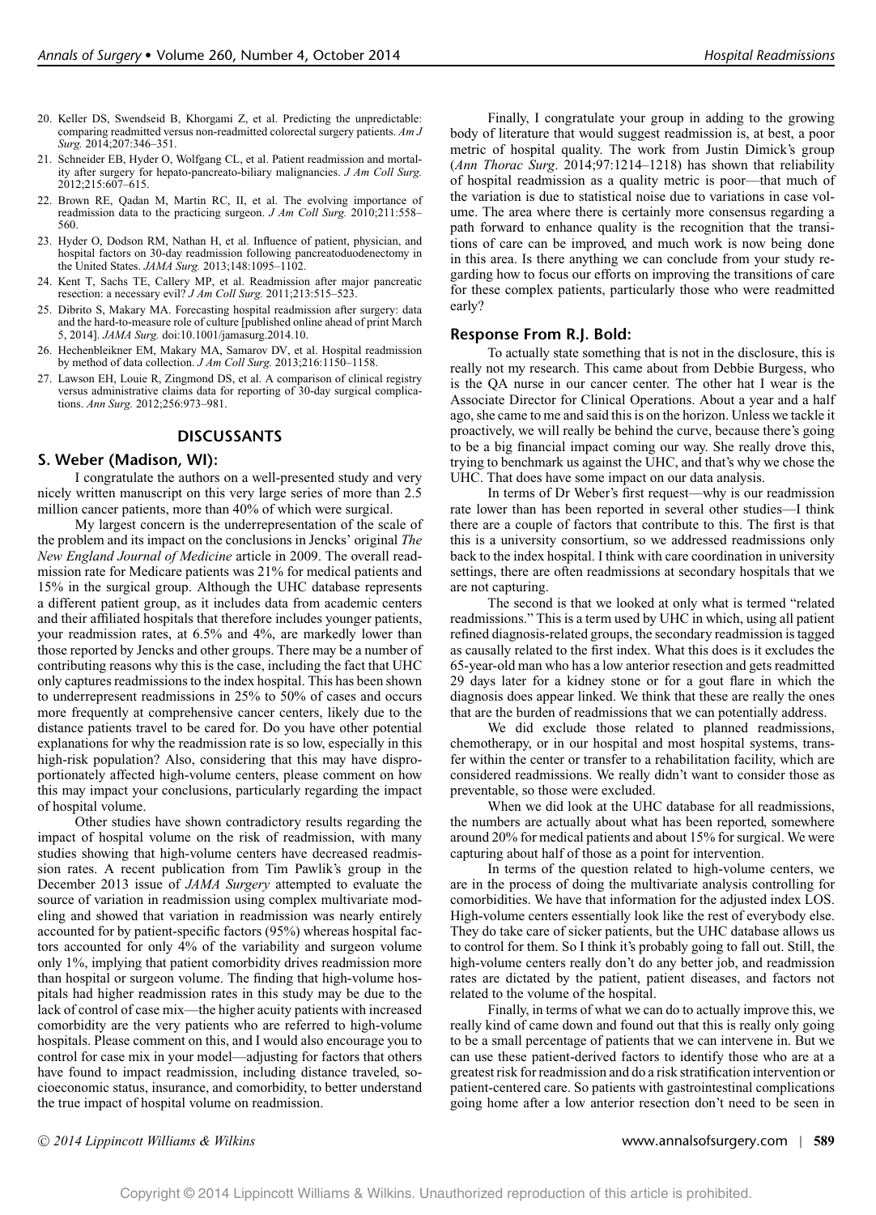20. Keller DS, Swendseid B, Khorgami Z, et al. Predicting the unpredictable: comparing readmitted versus non-readmitted colorectal surgery patients. *Am J Surg.* 2014;207:346–351.
21. Schneider EB, Hyder O, Wolfgang CL, et al. Patient readmission and mortality after surgery for hepato-pancreato-biliary malignancies. *J Am Coll Surg.* 2012;215:607–615.
22. Brown RE, Qadan M, Martin RC, II, et al. The evolving importance of readmission data to the practicing surgeon. *J Am Coll Surg.* 2010;211:558–560.
23. Hyder O, Dodson RM, Nathan H, et al. Influence of patient, physician, and hospital factors on 30-day readmission following pancreatoduodenectomy in the United States. *JAMA Surg.* 2013;148:1095–1102.
24. Kent T, Sachs TE, Callery MP, et al. Readmission after major pancreatic resection: a necessary evil? *J Am Coll Surg.* 2011;213:515–523.
25. Dibrito S, Makary MA. Forecasting hospital readmission after surgery: data and the hard-to-measure role of culture [published online ahead of print March 5, 2014]. *JAMA Surg.* doi:10.1001/jamasurg.2014.10.
26. Hechenbleikner EM, Makary MA, Samarov DV, et al. Hospital readmission by method of data collection. *J Am Coll Surg.* 2013;216:1150–1158.
27. Lawson EH, Louie R, Zingmond DS, et al. A comparison of clinical registry versus administrative claims data for reporting of 30-day surgical complications. *Ann Surg.* 2012;256:973–981.

## DISCUSSANTS

### S. Weber (Madison, WI):

I congratulate the authors on a well-presented study and very nicely written manuscript on this very large series of more than 2.5 million cancer patients, more than 40% of which were surgical.

My largest concern is the underrepresentation of the scale of the problem and its impact on the conclusions in Jencks' original *The New England Journal of Medicine* article in 2009. The overall readmission rate for Medicare patients was 21% for medical patients and 15% in the surgical group. Although the UHC database represents a different patient group, as it includes data from academic centers and their affiliated hospitals that therefore includes younger patients, your readmission rates, at 6.5% and 4%, are markedly lower than those reported by Jencks and other groups. There may be a number of contributing reasons why this is the case, including the fact that UHC only captures readmissions to the index hospital. This has been shown to underrepresent readmissions in 25% to 50% of cases and occurs more frequently at comprehensive cancer centers, likely due to the distance patients travel to be cared for. Do you have other potential explanations for why the readmission rate is so low, especially in this high-risk population? Also, considering that this may have disproportionately affected high-volume centers, please comment on how this may impact your conclusions, particularly regarding the impact of hospital volume.

Other studies have shown contradictory results regarding the impact of hospital volume on the risk of readmission, with many studies showing that high-volume centers have decreased readmission rates. A recent publication from Tim Pawlik's group in the December 2013 issue of *JAMA Surgery* attempted to evaluate the source of variation in readmission using complex multivariate modeling and showed that variation in readmission was nearly entirely accounted for by patient-specific factors (95%) whereas hospital factors accounted for only 4% of the variability and surgeon volume only 1%, implying that patient comorbidity drives readmission more than hospital or surgeon volume. The finding that high-volume hospitals had higher readmission rates in this study may be due to the lack of control of case mix—the higher acuity patients with increased comorbidity are the very patients who are referred to high-volume hospitals. Please comment on this, and I would also encourage you to control for case mix in your model—adjusting for factors that others have found to impact readmission, including distance traveled, socioeconomic status, insurance, and comorbidity, to better understand the true impact of hospital volume on readmission.

Finally, I congratulate your group in adding to the growing body of literature that would suggest readmission is, at best, a poor metric of hospital quality. The work from Justin Dimick's group (*Ann Thorac Surg*. 2014;97:1214–1218) has shown that reliability of hospital readmission as a quality metric is poor—that much of the variation is due to statistical noise due to variations in case volume. The area where there is certainly more consensus regarding a path forward to enhance quality is the recognition that the transitions of care can be improved, and much work is now being done in this area. Is there anything we can conclude from your study regarding how to focus our efforts on improving the transitions of care for these complex patients, particularly those who were readmitted early?

### Response From R.J. Bold:

To actually state something that is not in the disclosure, this is really not my research. This came about from Debbie Burgess, who is the QA nurse in our cancer center. The other hat I wear is the Associate Director for Clinical Operations. About a year and a half ago, she came to me and said this is on the horizon. Unless we tackle it proactively, we will really be behind the curve, because there's going to be a big financial impact coming our way. She really drove this, trying to benchmark us against the UHC, and that's why we chose the UHC. That does have some impact on our data analysis.

In terms of Dr Weber's first request—why is our readmission rate lower than has been reported in several other studies—I think there are a couple of factors that contribute to this. The first is that this is a university consortium, so we addressed readmissions only back to the index hospital. I think with care coordination in university settings, there are often readmissions at secondary hospitals that we are not capturing.

The second is that we looked at only what is termed "related readmissions." This is a term used by UHC in which, using all patient refined diagnosis-related groups, the secondary readmission is tagged as causally related to the first index. What this does is it excludes the 65-year-old man who has a low anterior resection and gets readmitted 29 days later for a kidney stone or for a gout flare in which the diagnosis does appear linked. We think that these are really the ones that are the burden of readmissions that we can potentially address.

We did exclude those related to planned readmissions, chemotherapy, or in our hospital and most hospital systems, transfer within the center or transfer to a rehabilitation facility, which are considered readmissions. We really didn't want to consider those as preventable, so those were excluded.

When we did look at the UHC database for all readmissions, the numbers are actually about what has been reported, somewhere around 20% for medical patients and about 15% for surgical. We were capturing about half of those as a point for intervention.

In terms of the question related to high-volume centers, we are in the process of doing the multivariate analysis controlling for comorbidities. We have that information for the adjusted index LOS. High-volume centers essentially look like the rest of everybody else. They do take care of sicker patients, but the UHC database allows us to control for them. So I think it's probably going to fall out. Still, the high-volume centers really don't do any better job, and readmission rates are dictated by the patient, patient diseases, and factors not related to the volume of the hospital.

Finally, in terms of what we can do to actually improve this, we really kind of came down and found out that this is really only going to be a small percentage of patients that we can intervene in. But we can use these patient-derived factors to identify those who are at a greatest risk for readmission and do a risk stratification intervention or patient-centered care. So patients with gastrointestinal complications going home after a low anterior resection don't need to be seen in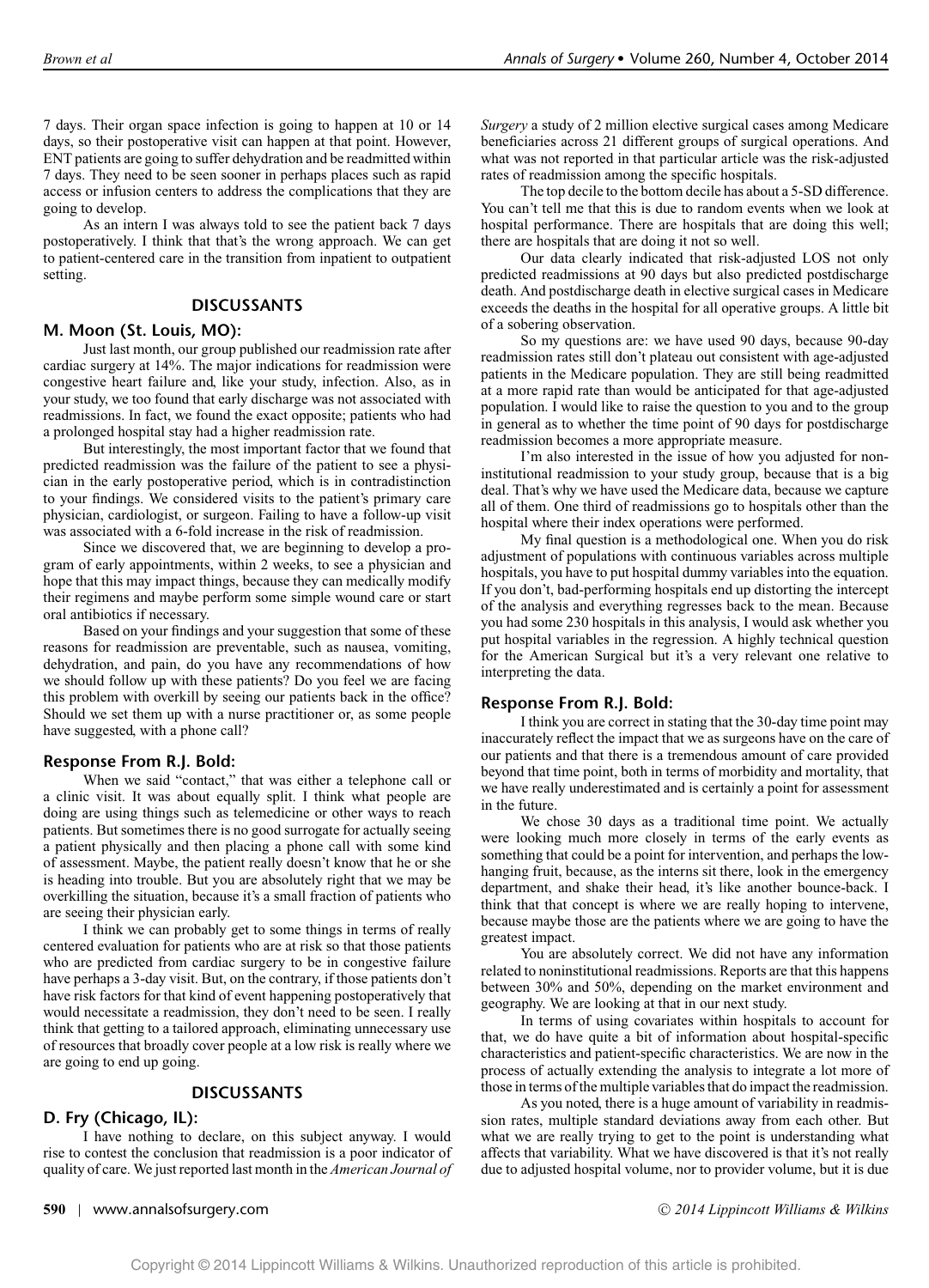7 days. Their organ space infection is going to happen at 10 or 14 days, so their postoperative visit can happen at that point. However, ENT patients are going to suffer dehydration and be readmitted within 7 days. They need to be seen sooner in perhaps places such as rapid access or infusion centers to address the complications that they are going to develop.

As an intern I was always told to see the patient back 7 days postoperatively. I think that that's the wrong approach. We can get to patient-centered care in the transition from inpatient to outpatient setting.

## DISCUSSANTS

### M. Moon (St. Louis, MO):

Just last month, our group published our readmission rate after cardiac surgery at 14%. The major indications for readmission were congestive heart failure and, like your study, infection. Also, as in your study, we too found that early discharge was not associated with readmissions. In fact, we found the exact opposite; patients who had a prolonged hospital stay had a higher readmission rate.

But interestingly, the most important factor that we found that predicted readmission was the failure of the patient to see a physician in the early postoperative period, which is in contradistinction to your findings. We considered visits to the patient's primary care physician, cardiologist, or surgeon. Failing to have a follow-up visit was associated with a 6-fold increase in the risk of readmission.

Since we discovered that, we are beginning to develop a program of early appointments, within 2 weeks, to see a physician and hope that this may impact things, because they can medically modify their regimens and maybe perform some simple wound care or start oral antibiotics if necessary.

Based on your findings and your suggestion that some of these reasons for readmission are preventable, such as nausea, vomiting, dehydration, and pain, do you have any recommendations of how we should follow up with these patients? Do you feel we are facing this problem with overkill by seeing our patients back in the office? Should we set them up with a nurse practitioner or, as some people have suggested, with a phone call?

### Response From R.J. Bold:

When we said "contact," that was either a telephone call or a clinic visit. It was about equally split. I think what people are doing are using things such as telemedicine or other ways to reach patients. But sometimes there is no good surrogate for actually seeing a patient physically and then placing a phone call with some kind of assessment. Maybe, the patient really doesn't know that he or she is heading into trouble. But you are absolutely right that we may be overkilling the situation, because it's a small fraction of patients who are seeing their physician early.

I think we can probably get to some things in terms of really centered evaluation for patients who are at risk so that those patients who are predicted from cardiac surgery to be in congestive failure have perhaps a 3-day visit. But, on the contrary, if those patients don't have risk factors for that kind of event happening postoperatively that would necessitate a readmission, they don't need to be seen. I really think that getting to a tailored approach, eliminating unnecessary use of resources that broadly cover people at a low risk is really where we are going to end up going.

## DISCUSSANTS

### D. Fry (Chicago, IL):

I have nothing to declare, on this subject anyway. I would rise to contest the conclusion that readmission is a poor indicator of quality of care. We just reported last month in the *American Journal of Surgery* a study of 2 million elective surgical cases among Medicare beneficiaries across 21 different groups of surgical operations. And what was not reported in that particular article was the risk-adjusted rates of readmission among the specific hospitals.

The top decile to the bottom decile has about a 5-SD difference. You can't tell me that this is due to random events when we look at hospital performance. There are hospitals that are doing this well; there are hospitals that are doing it not so well.

Our data clearly indicated that risk-adjusted LOS not only predicted readmissions at 90 days but also predicted postdischarge death. And postdischarge death in elective surgical cases in Medicare exceeds the deaths in the hospital for all operative groups. A little bit of a sobering observation.

So my questions are: we have used 90 days, because 90-day readmission rates still don't plateau out consistent with age-adjusted patients in the Medicare population. They are still being readmitted at a more rapid rate than would be anticipated for that age-adjusted population. I would like to raise the question to you and to the group in general as to whether the time point of 90 days for postdischarge readmission becomes a more appropriate measure.

I'm also interested in the issue of how you adjusted for noninstitutional readmission to your study group, because that is a big deal. That's why we have used the Medicare data, because we capture all of them. One third of readmissions go to hospitals other than the hospital where their index operations were performed.

My final question is a methodological one. When you do risk adjustment of populations with continuous variables across multiple hospitals, you have to put hospital dummy variables into the equation. If you don't, bad-performing hospitals end up distorting the intercept of the analysis and everything regresses back to the mean. Because you had some 230 hospitals in this analysis, I would ask whether you put hospital variables in the regression. A highly technical question for the American Surgical but it's a very relevant one relative to interpreting the data.

### Response From R.J. Bold:

I think you are correct in stating that the 30-day time point may inaccurately reflect the impact that we as surgeons have on the care of our patients and that there is a tremendous amount of care provided beyond that time point, both in terms of morbidity and mortality, that we have really underestimated and is certainly a point for assessment in the future.

We chose 30 days as a traditional time point. We actually were looking much more closely in terms of the early events as something that could be a point for intervention, and perhaps the low-hanging fruit, because, as the interns sit there, look in the emergency department, and shake their head, it's like another bounce-back. I think that that concept is where we are really hoping to intervene, because maybe those are the patients where we are going to have the greatest impact.

You are absolutely correct. We did not have any information related to noninstitutional readmissions. Reports are that this happens between 30% and 50%, depending on the market environment and geography. We are looking at that in our next study.

In terms of using covariates within hospitals to account for that, we do have quite a bit of information about hospital-specific characteristics and patient-specific characteristics. We are now in the process of actually extending the analysis to integrate a lot more of those in terms of the multiple variables that do impact the readmission.

As you noted, there is a huge amount of variability in readmission rates, multiple standard deviations away from each other. But what we are really trying to get to the point is understanding what affects that variability. What we have discovered is that it's not really due to adjusted hospital volume, nor to provider volume, but it is due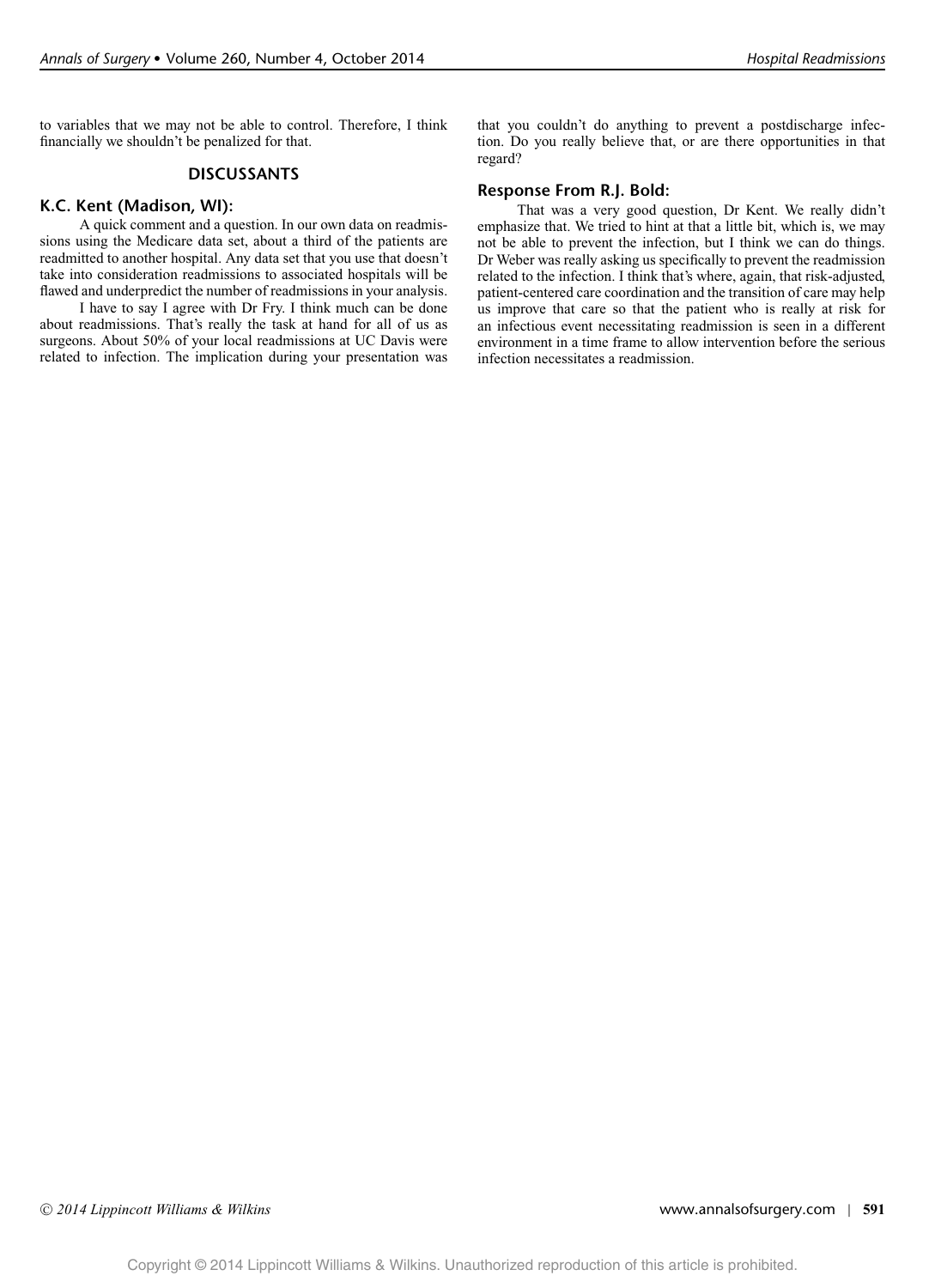to variables that we may not be able to control. Therefore, I think financially we shouldn't be penalized for that.

## DISCUSSANTS

### K.C. Kent (Madison, WI):

A quick comment and a question. In our own data on readmissions using the Medicare data set, about a third of the patients are readmitted to another hospital. Any data set that you use that doesn't take into consideration readmissions to associated hospitals will be flawed and underpredict the number of readmissions in your analysis.

I have to say I agree with Dr Fry. I think much can be done about readmissions. That's really the task at hand for all of us as surgeons. About 50% of your local readmissions at UC Davis were related to infection. The implication during your presentation was that you couldn't do anything to prevent a postdischarge infection. Do you really believe that, or are there opportunities in that regard?

### Response From R.J. Bold:

That was a very good question, Dr Kent. We really didn't emphasize that. We tried to hint at that a little bit, which is, we may not be able to prevent the infection, but I think we can do things. Dr Weber was really asking us specifically to prevent the readmission related to the infection. I think that's where, again, that risk-adjusted, patient-centered care coordination and the transition of care may help us improve that care so that the patient who is really at risk for an infectious event necessitating readmission is seen in a different environment in a time frame to allow intervention before the serious infection necessitates a readmission.